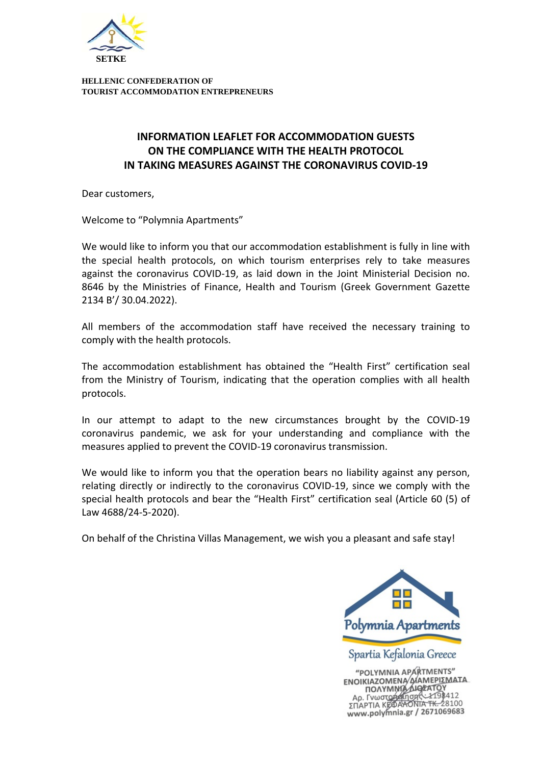SETKE

**HELLENIC CONFEDERATION OF TOURIST ACCOMMODATION ENTREPRENEURS**

# INFORMATION LEAFLET FOR ACCOMMODATION GUESTS ON THE COMPLIANCE WITH THE HEALTH PROTOCOL IN TAKING MEASURES AGAINST THE CORONAVIRUS COVID-19

Dear customers,

Welcome to "Polymnia Apartments"

We would like to inform you that our accommodation establishment is fully in line with the special health protocols, on which tourism enterprises rely to take measures against the coronavirus COVID-19, as laid down in the Joint Ministerial Decision no. 8646 by the Ministries of Finance, Health and Tourism (Greek Government Gazette 2134 B'/ 30.04.2022).

All members of the accommodation staff have received the necessary training to comply with the health protocols.

The accommodation establishment has obtained the "Health First" certification seal from the Ministry of Tourism, indicating that the operation complies with all health protocols.

In our attempt to adapt to the new circumstances brought by the COVID-19 coronavirus pandemic, we ask for your understanding and compliance with the measures applied to prevent the COVID-19 coronavirus transmission.

We would like to inform you that the operation bears no liability against any person, relating directly or indirectly to the coronavirus COVID-19, since we comply with the special health protocols and bear the "Health First" certification seal (Article 60 (5) of Law 4688/24-5-2020).

On behalf of the Christina Villas Management, we wish you a pleasant and safe stay!

Polymnia Apartments

Spartia Kefalonia Greece

"POLYMNIA APARTMENTS"
ΕΝΟΙΚΙΑΖΟΜΕΝΑ ΔΙΑΜΕΡΙΣΜΑΤΑ
ΠΟΛΥΜΝΙΑ ΛΙΟΖΑΤΟΥ
Αρ. Γνωστοποίησης: 1198412
ΣΠΑΡΤΙΑ ΚΕΦΑΛΟΝΙΑ ΤΚ. 28100
www.polymnia.gr / 2671069683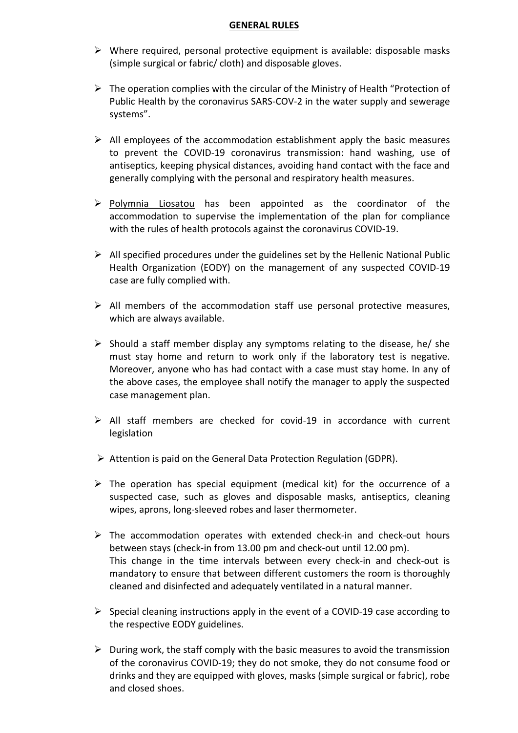## GENERAL RULES

- Where required, personal protective equipment is available: disposable masks (simple surgical or fabric/ cloth) and disposable gloves.

- The operation complies with the circular of the Ministry of Health "Protection of Public Health by the coronavirus SARS-COV-2 in the water supply and sewerage systems".

- All employees of the accommodation establishment apply the basic measures to prevent the COVID-19 coronavirus transmission: hand washing, use of antiseptics, keeping physical distances, avoiding hand contact with the face and generally complying with the personal and respiratory health measures.

- <u>Polymnia Liosatou</u> has been appointed as the coordinator of the accommodation to supervise the implementation of the plan for compliance with the rules of health protocols against the coronavirus COVID-19.

- All specified procedures under the guidelines set by the Hellenic National Public Health Organization (EODY) on the management of any suspected COVID-19 case are fully complied with.

- All members of the accommodation staff use personal protective measures, which are always available.

- Should a staff member display any symptoms relating to the disease, he/ she must stay home and return to work only if the laboratory test is negative. Moreover, anyone who has had contact with a case must stay home. In any of the above cases, the employee shall notify the manager to apply the suspected case management plan.

- All staff members are checked for covid-19 in accordance with current legislation

- Attention is paid on the General Data Protection Regulation (GDPR).

- The operation has special equipment (medical kit) for the occurrence of a suspected case, such as gloves and disposable masks, antiseptics, cleaning wipes, aprons, long-sleeved robes and laser thermometer.

- The accommodation operates with extended check-in and check-out hours between stays (check-in from 13.00 pm and check-out until 12.00 pm).
  This change in the time intervals between every check-in and check-out is mandatory to ensure that between different customers the room is thoroughly cleaned and disinfected and adequately ventilated in a natural manner.

- Special cleaning instructions apply in the event of a COVID-19 case according to the respective EODY guidelines.

- During work, the staff comply with the basic measures to avoid the transmission of the coronavirus COVID-19; they do not smoke, they do not consume food or drinks and they are equipped with gloves, masks (simple surgical or fabric), robe and closed shoes.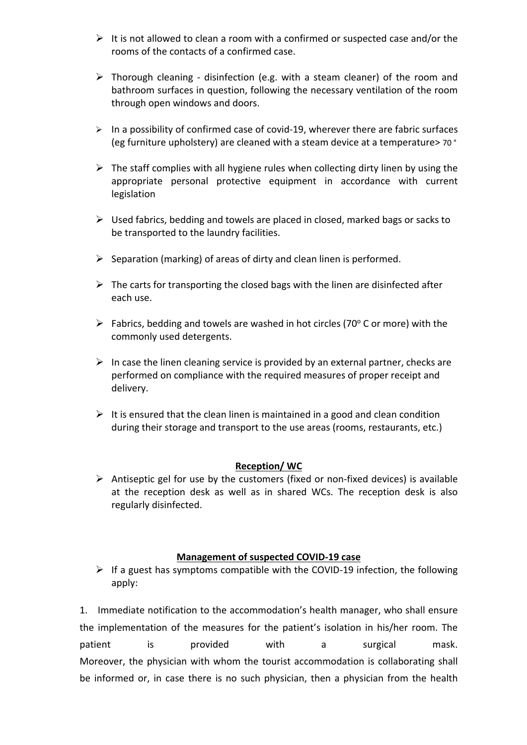- It is not allowed to clean a room with a confirmed or suspected case and/or the rooms of the contacts of a confirmed case.

- Thorough cleaning - disinfection (e.g. with a steam cleaner) of the room and bathroom surfaces in question, following the necessary ventilation of the room through open windows and doors.

- In a possibility of confirmed case of covid-19, wherever there are fabric surfaces (eg furniture upholstery) are cleaned with a steam device at a temperature> 70 °

- The staff complies with all hygiene rules when collecting dirty linen by using the appropriate personal protective equipment in accordance with current legislation

- Used fabrics, bedding and towels are placed in closed, marked bags or sacks to be transported to the laundry facilities.

- Separation (marking) of areas of dirty and clean linen is performed.

- The carts for transporting the closed bags with the linen are disinfected after each use.

- Fabrics, bedding and towels are washed in hot circles (70° C or more) with the commonly used detergents.

- In case the linen cleaning service is provided by an external partner, checks are performed on compliance with the required measures of proper receipt and delivery.

- It is ensured that the clean linen is maintained in a good and clean condition during their storage and transport to the use areas (rooms, restaurants, etc.)

**Reception/ WC**

- Antiseptic gel for use by the customers (fixed or non-fixed devices) is available at the reception desk as well as in shared WCs. The reception desk is also regularly disinfected.

**Management of suspected COVID-19 case**

- If a guest has symptoms compatible with the COVID-19 infection, the following apply:

1. Immediate notification to the accommodation's health manager, who shall ensure the implementation of the measures for the patient's isolation in his/her room. The patient is provided with a surgical mask. Moreover, the physician with whom the tourist accommodation is collaborating shall be informed or, in case there is no such physician, then a physician from the health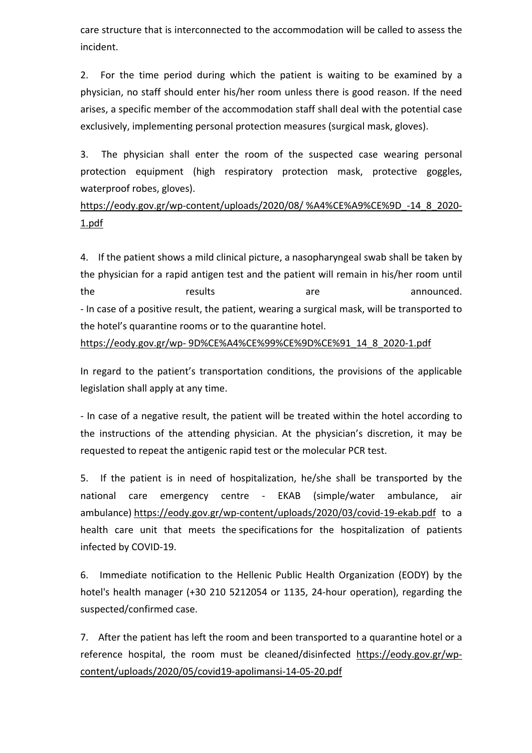care structure that is interconnected to the accommodation will be called to assess the incident.

2. For the time period during which the patient is waiting to be examined by a physician, no staff should enter his/her room unless there is good reason. If the need arises, a specific member of the accommodation staff shall deal with the potential case exclusively, implementing personal protection measures (surgical mask, gloves).

3. The physician shall enter the room of the suspected case wearing personal protection equipment (high respiratory protection mask, protective goggles, waterproof robes, gloves).
https://eody.gov.gr/wp-content/uploads/2020/08/ %A4%CE%A9%CE%9D_-14_8_2020-1.pdf

4. If the patient shows a mild clinical picture, a nasopharyngeal swab shall be taken by the physician for a rapid antigen test and the patient will remain in his/her room until the results are announced.
- In case of a positive result, the patient, wearing a surgical mask, will be transported to the hotel's quarantine rooms or to the quarantine hotel.
https://eody.gov.gr/wp- 9D%CE%A4%CE%99%CE%9D%CE%91_14_8_2020-1.pdf

In regard to the patient's transportation conditions, the provisions of the applicable legislation shall apply at any time.

- In case of a negative result, the patient will be treated within the hotel according to the instructions of the attending physician. At the physician's discretion, it may be requested to repeat the antigenic rapid test or the molecular PCR test.

5. If the patient is in need of hospitalization, he/she shall be transported by the national care emergency centre - EKAB (simple/water ambulance, air ambulance) https://eody.gov.gr/wp-content/uploads/2020/03/covid-19-ekab.pdf to a health care unit that meets the specifications for the hospitalization of patients infected by COVID-19.

6. Immediate notification to the Hellenic Public Health Organization (EODY) by the hotel's health manager (+30 210 5212054 or 1135, 24-hour operation), regarding the suspected/confirmed case.

7. After the patient has left the room and been transported to a quarantine hotel or a reference hospital, the room must be cleaned/disinfected https://eody.gov.gr/wp-content/uploads/2020/05/covid19-apolimansi-14-05-20.pdf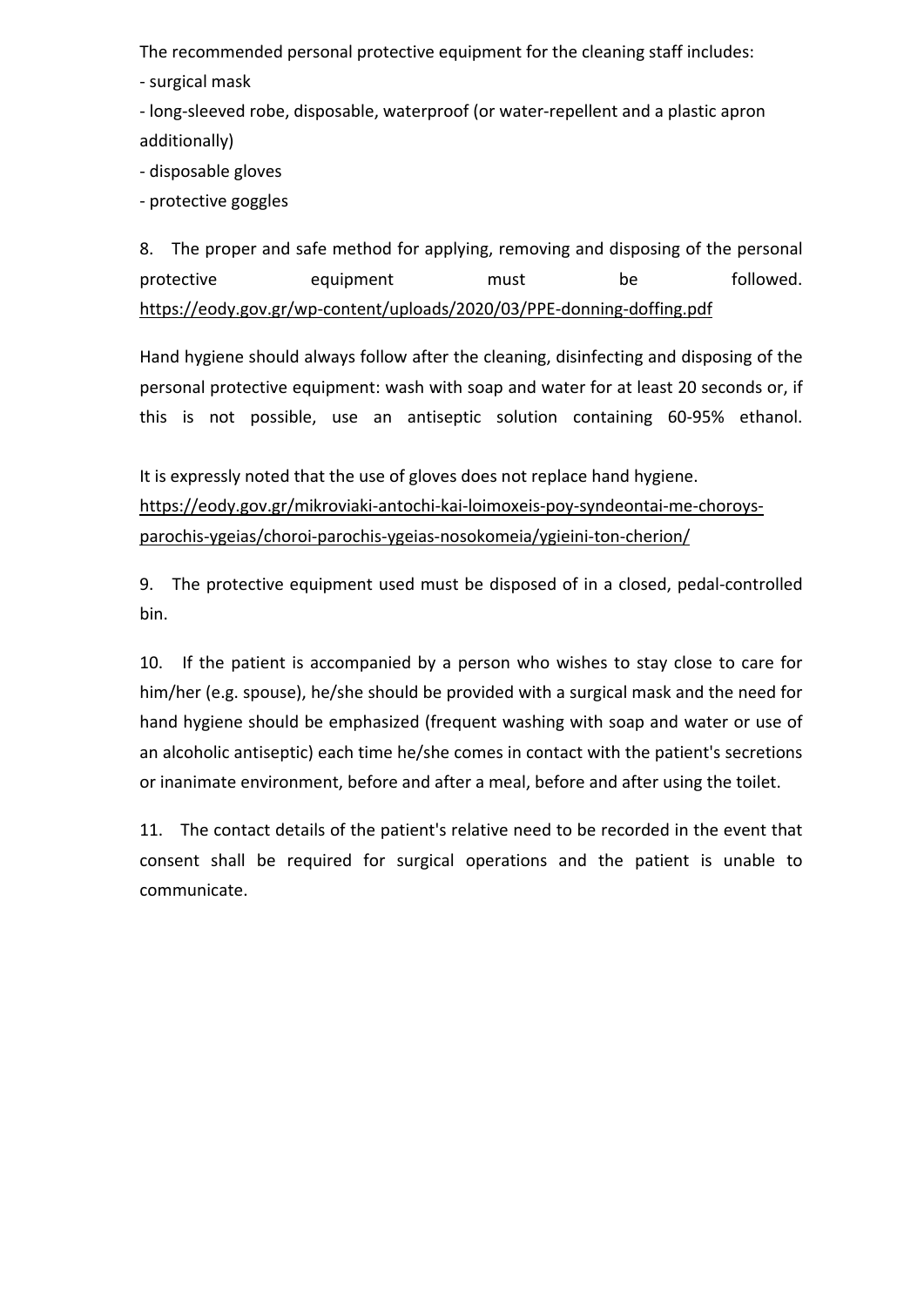The recommended personal protective equipment for the cleaning staff includes:

- surgical mask
- long-sleeved robe, disposable, waterproof (or water-repellent and a plastic apron additionally)
- disposable gloves
- protective goggles

8. The proper and safe method for applying, removing and disposing of the personal protective equipment must be followed. https://eody.gov.gr/wp-content/uploads/2020/03/PPE-donning-doffing.pdf

Hand hygiene should always follow after the cleaning, disinfecting and disposing of the personal protective equipment: wash with soap and water for at least 20 seconds or, if this is not possible, use an antiseptic solution containing 60-95% ethanol.

It is expressly noted that the use of gloves does not replace hand hygiene. https://eody.gov.gr/mikroviaki-antochi-kai-loimoxeis-poy-syndeontai-me-choroys-parochis-ygeias/choroi-parochis-ygeias-nosokomeia/ygieini-ton-cherion/

9. The protective equipment used must be disposed of in a closed, pedal-controlled bin.

10. If the patient is accompanied by a person who wishes to stay close to care for him/her (e.g. spouse), he/she should be provided with a surgical mask and the need for hand hygiene should be emphasized (frequent washing with soap and water or use of an alcoholic antiseptic) each time he/she comes in contact with the patient's secretions or inanimate environment, before and after a meal, before and after using the toilet.

11. The contact details of the patient's relative need to be recorded in the event that consent shall be required for surgical operations and the patient is unable to communicate.